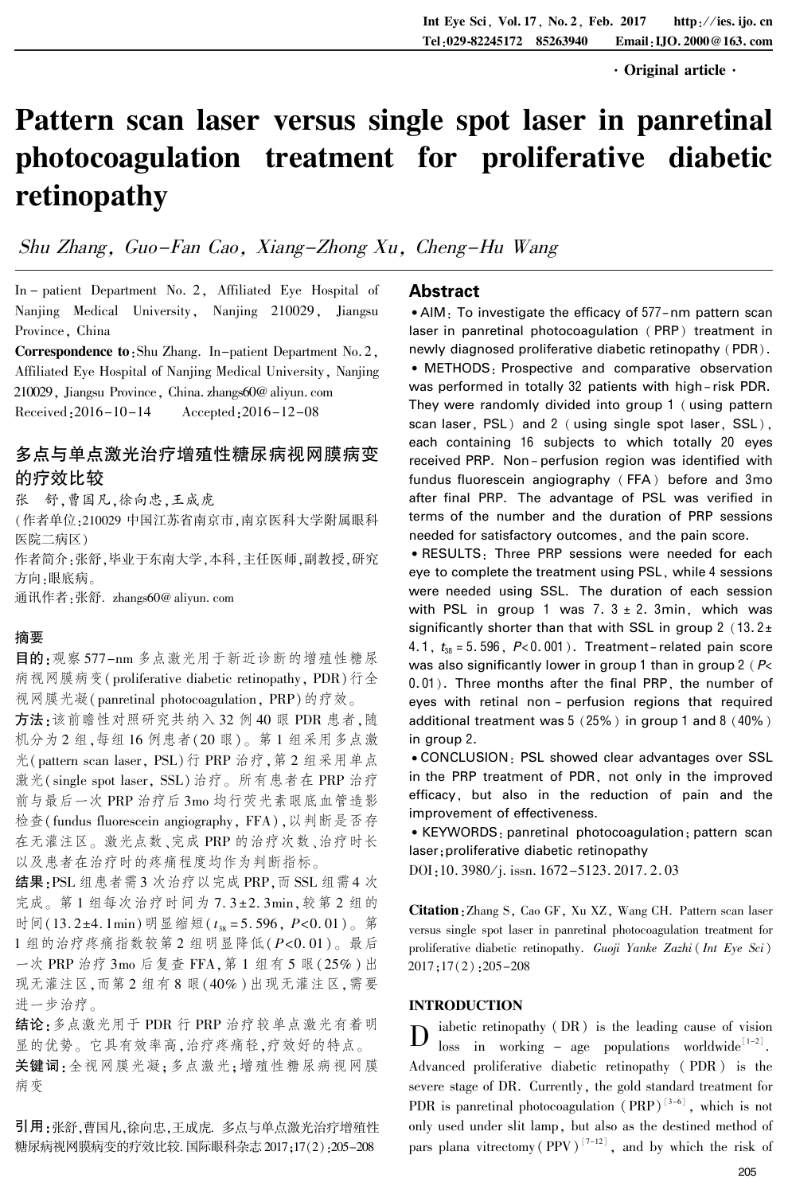· Original article ·

# Pattern scan laser versus single spot laser in panretinal photocoagulation treatment for proliferative diabetic retinopathy

*Shu Zhang, Guo-Fan Cao, Xiang-Zhong Xu, Cheng-Hu Wang*

In-patient Department No. 2, Affiliated Eye Hospital of Nanjing Medical University, Nanjing 210029, Jiangsu Province, China

**Correspondence to**: Shu Zhang. In-patient Department No. 2, Affiliated Eye Hospital of Nanjing Medical University, Nanjing 210029, Jiangsu Province, China. zhangs60@aliyun.com

Received: 2016-10-14  Accepted: 2016-12-08

## 多点与单点激光治疗增殖性糖尿病视网膜病变的疗效比较

张 舒,曹国凡,徐向忠,王成虎

(作者单位:210029 中国江苏省南京市,南京医科大学附属眼科医院二病区)

作者简介:张舒,毕业于东南大学,本科,主任医师,副教授,研究方向:眼底病。

通讯作者:张舒. zhangs60@aliyun.com

### 摘要

**目的**:观察577-nm多点激光用于新近诊断的增殖性糖尿病视网膜病变(proliferative diabetic retinopathy, PDR)行全视网膜光凝(panretinal photocoagulation, PRP)的疗效。

**方法**:该前瞻性对照研究共纳入32例40眼PDR患者,随机分为2组,每组16例患者(20眼)。第1组采用多点激光(pattern scan laser, PSL)行PRP治疗,第2组采用单点激光(single spot laser, SSL)治疗。所有患者在PRP治疗前与最后一次PRP治疗后3mo均行荧光素眼底血管造影检查(fundus fluorescein angiography, FFA),以判断是否存在无灌注区。激光点数、完成PRP的治疗次数、治疗时长以及患者在治疗时的疼痛程度均作为判断指标。

**结果**:PSL组患者需3次治疗以完成PRP,而SSL组需4次完成。第1组每次治疗时间为7.3±2.3min,较第2组的时间(13.2±4.1min)明显缩短($t_{38}=5.596$, $P<0.01$)。第1组的治疗疼痛指数较第2组明显降低($P<0.01$)。最后一次PRP治疗3mo后复查FFA,第1组有5眼(25%)出现无灌注区,而第2组有8眼(40%)出现无灌注区,需要进一步治疗。

**结论**:多点激光用于PDR行PRP治疗较单点激光有着明显的优势。它具有效率高,治疗疼痛轻,疗效好的特点。

**关键词**:全视网膜光凝;多点激光;增殖性糖尿病视网膜病变

**引用**:张舒,曹国凡,徐向忠,王成虎. 多点与单点激光治疗增殖性糖尿病视网膜病变的疗效比较. 国际眼科杂志 2017;17(2):205-208

## Abstract

- **AIM**: To investigate the efficacy of 577-nm pattern scan laser in panretinal photocoagulation (PRP) treatment in newly diagnosed proliferative diabetic retinopathy (PDR).
- **METHODS**: Prospective and comparative observation was performed in totally 32 patients with high-risk PDR. They were randomly divided into group 1 (using pattern scan laser, PSL) and 2 (using single spot laser, SSL), each containing 16 subjects to which totally 20 eyes received PRP. Non-perfusion region was identified with fundus fluorescein angiography (FFA) before and 3mo after final PRP. The advantage of PSL was verified in terms of the number and the duration of PRP sessions needed for satisfactory outcomes, and the pain score.
- **RESULTS**: Three PRP sessions were needed for each eye to complete the treatment using PSL, while 4 sessions were needed using SSL. The duration of each session with PSL in group 1 was 7.3±2.3min, which was significantly shorter than that with SSL in group 2 (13.2±4.1, $t_{38}=5.596$, $P<0.001$). Treatment-related pain score was also significantly lower in group 1 than in group 2 ($P<0.01$). Three months after the final PRP, the number of eyes with retinal non-perfusion regions that required additional treatment was 5 (25%) in group 1 and 8 (40%) in group 2.
- **CONCLUSION**: PSL showed clear advantages over SSL in the PRP treatment of PDR, not only in the improved efficacy, but also in the reduction of pain and the improvement of effectiveness.
- **KEYWORDS**: panretinal photocoagulation; pattern scan laser; proliferative diabetic retinopathy

DOI: 10.3980/j.issn.1672-5123.2017.2.03

**Citation**: Zhang S, Cao GF, Xu XZ, Wang CH. Pattern scan laser versus single spot laser in panretinal photocoagulation treatment for proliferative diabetic retinopathy. *Guoji Yanke Zazhi (Int Eye Sci)* 2017;17(2):205-208

## INTRODUCTION

Diabetic retinopathy (DR) is the leading cause of vision loss in working-age populations worldwide[1-2]. Advanced proliferative diabetic retinopathy (PDR) is the severe stage of DR. Currently, the gold standard treatment for PDR is panretinal photocoagulation (PRP)[3-6], which is not only used under slit lamp, but also as the destined method of pars plana vitrectomy (PPV)[7-12], and by which the risk of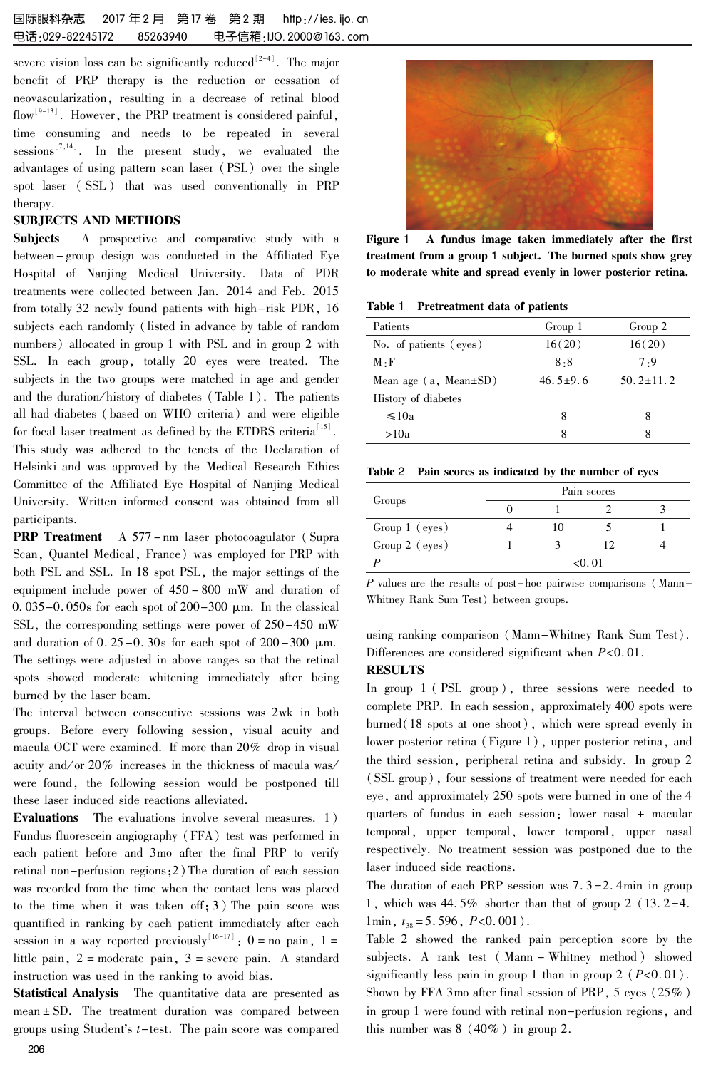severe vision loss can be significantly reduced[2-4]. The major benefit of PRP therapy is the reduction or cessation of neovascularization, resulting in a decrease of retinal blood flow[9-13]. However, the PRP treatment is considered painful, time consuming and needs to be repeated in several sessions[7,14]. In the present study, we evaluated the advantages of using pattern scan laser (PSL) over the single spot laser (SSL) that was used conventionally in PRP therapy.

## SUBJECTS AND METHODS

**Subjects** A prospective and comparative study with a between-group design was conducted in the Affiliated Eye Hospital of Nanjing Medical University. Data of PDR treatments were collected between Jan. 2014 and Feb. 2015 from totally 32 newly found patients with high-risk PDR, 16 subjects each randomly (listed in advance by table of random numbers) allocated in group 1 with PSL and in group 2 with SSL. In each group, totally 20 eyes were treated. The subjects in the two groups were matched in age and gender and the duration/history of diabetes (Table 1). The patients all had diabetes (based on WHO criteria) and were eligible for focal laser treatment as defined by the ETDRS criteria[15]. This study was adhered to the tenets of the Declaration of Helsinki and was approved by the Medical Research Ethics Committee of the Affiliated Eye Hospital of Nanjing Medical University. Written informed consent was obtained from all participants.

**PRP Treatment** A 577-nm laser photocoagulator (Supra Scan, Quantel Medical, France) was employed for PRP with both PSL and SSL. In 18 spot PSL, the major settings of the equipment include power of 450-800 mW and duration of 0.035-0.050s for each spot of 200-300 μm. In the classical SSL, the corresponding settings were power of 250-450 mW and duration of 0.25-0.30s for each spot of 200-300 μm. The settings were adjusted in above ranges so that the retinal spots showed moderate whitening immediately after being burned by the laser beam.

The interval between consecutive sessions was 2wk in both groups. Before every following session, visual acuity and macula OCT were examined. If more than 20% drop in visual acuity and/or 20% increases in the thickness of macula was/were found, the following session would be postponed till these laser induced side reactions alleviated.

**Evaluations** The evaluations involve several measures. 1) Fundus fluorescein angiography (FFA) test was performed in each patient before and 3mo after the final PRP to verify retinal non-perfusion regions; 2) The duration of each session was recorded from the time when the contact lens was placed to the time when it was taken off; 3) The pain score was quantified in ranking by each patient immediately after each session in a way reported previously[16-17]: 0 = no pain, 1 = little pain, 2 = moderate pain, 3 = severe pain. A standard instruction was used in the ranking to avoid bias.

**Statistical Analysis** The quantitative data are presented as mean ± SD. The treatment duration was compared between groups using Student's $t$-test. The pain score was compared using ranking comparison (Mann-Whitney Rank Sum Test). Differences are considered significant when $P<0.01$.

**Figure 1 A fundus image taken immediately after the first treatment from a group 1 subject. The burned spots show grey to moderate white and spread evenly in lower posterior retina.**

**Table 1 Pretreatment data of patients**

| Patients | Group 1 | Group 2 |
|---|---|---|
| No. of patients (eyes) | 16(20) | 16(20) |
| M:F | 8:8 | 7:9 |
| Mean age (a, Mean±SD) | 46.5±9.6 | 50.2±11.2 |
| History of diabetes | | |
| ≤10a | 8 | 8 |
| >10a | 8 | 8 |

**Table 2 Pain scores as indicated by the number of eyes**

| Groups | Pain scores | | | |
|---|---|---|---|---|
| | 0 | 1 | 2 | 3 |
| Group 1 (eyes) | 4 | 10 | 5 | 1 |
| Group 2 (eyes) | 1 | 3 | 12 | 4 |
| $P$ | <0.01 | | | |

$P$ values are the results of post-hoc pairwise comparisons (Mann-Whitney Rank Sum Test) between groups.

## RESULTS

In group 1 (PSL group), three sessions were needed to complete PRP. In each session, approximately 400 spots were burned (18 spots at one shoot), which were spread evenly in lower posterior retina (Figure 1), upper posterior retina, and the third session, peripheral retina and subsidy. In group 2 (SSL group), four sessions of treatment were needed for each eye, and approximately 250 spots were burned in one of the 4 quarters of fundus in each session: lower nasal + macular temporal, upper temporal, lower temporal, upper nasal respectively. No treatment session was postponed due to the laser induced side reactions.

The duration of each PRP session was 7.3±2.4min in group 1, which was 44.5% shorter than that of group 2 (13.2±4.1min, $t_{38}=5.596$, $P<0.001$).

Table 2 showed the ranked pain perception score by the subjects. A rank test (Mann-Whitney method) showed significantly less pain in group 1 than in group 2 ($P<0.01$). Shown by FFA 3mo after final session of PRP, 5 eyes (25%) in group 1 were found with retinal non-perfusion regions, and this number was 8 (40%) in group 2.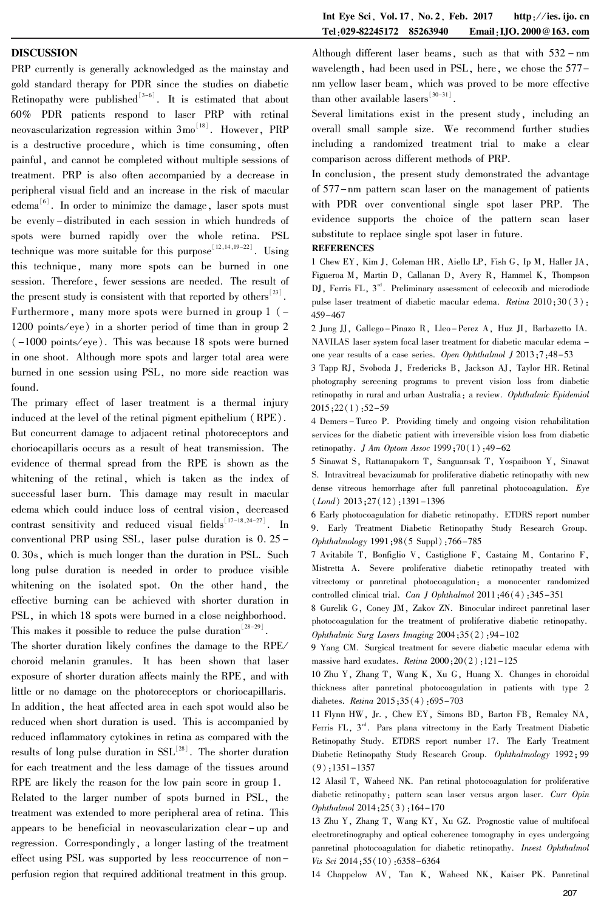## DISCUSSION

PRP currently is generally acknowledged as the mainstay and gold standard therapy for PDR since the studies on diabetic Retinopathy were published[3-6]. It is estimated that about 60% PDR patients respond to laser PRP with retinal neovascularization regression within 3mo[18]. However, PRP is a destructive procedure, which is time consuming, often painful, and cannot be completed without multiple sessions of treatment. PRP is also often accompanied by a decrease in peripheral visual field and an increase in the risk of macular edema[6]. In order to minimize the damage, laser spots must be evenly-distributed in each session in which hundreds of spots were burned rapidly over the whole retina. PSL technique was more suitable for this purpose[12,14,19-22]. Using this technique, many more spots can be burned in one session. Therefore, fewer sessions are needed. The result of the present study is consistent with that reported by others[23]. Furthermore, many more spots were burned in group 1 (~1200 points/eye) in a shorter period of time than in group 2 (~1000 points/eye). This was because 18 spots were burned in one shoot. Although more spots and larger total area were burned in one session using PSL, no more side reaction was found.

The primary effect of laser treatment is a thermal injury induced at the level of the retinal pigment epithelium (RPE). But concurrent damage to adjacent retinal photoreceptors and choriocapillaris occurs as a result of heat transmission. The evidence of thermal spread from the RPE is shown as the whitening of the retinal, which is taken as the index of successful laser burn. This damage may result in macular edema which could induce loss of central vision, decreased contrast sensitivity and reduced visual fields[17-18,24-27]. In conventional PRP using SSL, laser pulse duration is 0.25-0.30s, which is much longer than the duration in PSL. Such long pulse duration is needed in order to produce visible whitening on the isolated spot. On the other hand, the effective burning can be achieved with shorter duration in PSL, in which 18 spots were burned in a close neighborhood. This makes it possible to reduce the pulse duration[28-29].

The shorter duration likely confines the damage to the RPE/choroid melanin granules. It has been shown that laser exposure of shorter duration affects mainly the RPE, and with little or no damage on the photoreceptors or choriocapillaris. In addition, the heat affected area in each spot would also be reduced when short duration is used. This is accompanied by reduced inflammatory cytokines in retina as compared with the results of long pulse duration in SSL[28]. The shorter duration for each treatment and the less damage of the tissues around RPE are likely the reason for the low pain score in group 1.

Related to the larger number of spots burned in PSL, the treatment was extended to more peripheral area of retina. This appears to be beneficial in neovascularization clear-up and regression. Correspondingly, a longer lasting of the treatment effect using PSL was supported by less reoccurrence of non-perfusion region that required additional treatment in this group.

Although different laser beams, such as that with 532-nm wavelength, had been used in PSL, here, we chose the 577-nm yellow laser beam, which was proved to be more effective than other available lasers[30-31].

Several limitations exist in the present study, including an overall small sample size. We recommend further studies including a randomized treatment trial to make a clear comparison across different methods of PRP.

In conclusion, the present study demonstrated the advantage of 577-nm pattern scan laser on the management of patients with PDR over conventional single spot laser PRP. The evidence supports the choice of the pattern scan laser substitute to replace single spot laser in future.

## REFERENCES

1 Chew EY, Kim J, Coleman HR, Aiello LP, Fish G, Ip M, Haller JA, Figueroa M, Martin D, Callanan D, Avery R, Hammel K, Thompson DJ, Ferris FL, 3rd. Preliminary assessment of celecoxib and microdiode pulse laser treatment of diabetic macular edema. *Retina* 2010;30(3):459-467

2 Jung JJ, Gallego-Pinazo R, Lleo-Perez A, Huz JI, Barbazetto IA. NAVILAS laser system focal laser treatment for diabetic macular edema - one year results of a case series. *Open Ophthalmol J* 2013;7:48-53

3 Tapp RJ, Svoboda J, Fredericks B, Jackson AJ, Taylor HR. Retinal photography screening programs to prevent vision loss from diabetic retinopathy in rural and urban Australia: a review. *Ophthalmic Epidemiol* 2015;22(1):52-59

4 Demers-Turco P. Providing timely and ongoing vision rehabilitation services for the diabetic patient with irreversible vision loss from diabetic retinopathy. *J Am Optom Assoc* 1999;70(1):49-62

5 Sinawat S, Rattanapakorn T, Sanguansak T, Yospaiboon Y, Sinawat S. Intravitreal bevacizumab for proliferative diabetic retinopathy with new dense vitreous hemorrhage after full panretinal photocoagulation. *Eye (Lond)* 2013;27(12):1391-1396

6 Early photocoagulation for diabetic retinopathy. ETDRS report number 9. Early Treatment Diabetic Retinopathy Study Research Group. *Ophthalmology* 1991;98(5 Suppl):766-785

7 Avitabile T, Bonfiglio V, Castiglione F, Castaing M, Contarino F, Mistretta A. Severe proliferative diabetic retinopathy treated with vitrectomy or panretinal photocoagulation: a monocenter randomized controlled clinical trial. *Can J Ophthalmol* 2011;46(4):345-351

8 Gurelik G, Coney JM, Zakov ZN. Binocular indirect panretinal laser photocoagulation for the treatment of proliferative diabetic retinopathy. *Ophthalmic Surg Lasers Imaging* 2004;35(2):94-102

9 Yang CM. Surgical treatment for severe diabetic macular edema with massive hard exudates. *Retina* 2000;20(2):121-125

10 Zhu Y, Zhang T, Wang K, Xu G, Huang X. Changes in choroidal thickness after panretinal photocoagulation in patients with type 2 diabetes. *Retina* 2015;35(4):695-703

11 Flynn HW, Jr., Chew EY, Simons BD, Barton FB, Remaley NA, Ferris FL, 3rd. Pars plana vitrectomy in the Early Treatment Diabetic Retinopathy Study. ETDRS report number 17. The Early Treatment Diabetic Retinopathy Study Research Group. *Ophthalmology* 1992;99(9):1351-1357

12 Alasil T, Waheed NK. Pan retinal photocoagulation for proliferative diabetic retinopathy: pattern scan laser versus argon laser. *Curr Opin Ophthalmol* 2014;25(3):164-170

13 Zhu Y, Zhang T, Wang KY, Xu GZ. Prognostic value of multifocal electroretinography and optical coherence tomography in eyes undergoing panretinal photocoagulation for diabetic retinopathy. *Invest Ophthalmol Vis Sci* 2014;55(10):6358-6364

14 Chappelow AV, Tan K, Waheed NK, Kaiser PK. Panretinal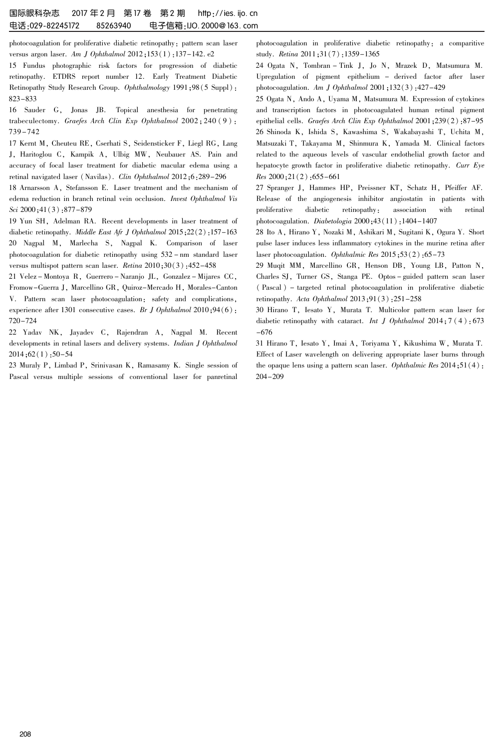photocoagulation for proliferative diabetic retinopathy: pattern scan laser versus argon laser. *Am J Ophthalmol* 2012;153(1):137–142. e2

15 Fundus photographic risk factors for progression of diabetic retinopathy. ETDRS report number 12. Early Treatment Diabetic Retinopathy Study Research Group. *Ophthalmology* 1991;98(5 Suppl): 823–833

16 Sauder G, Jonas JB. Topical anesthesia for penetrating trabeculectomy. *Graefes Arch Clin Exp Ophthalmol* 2002;240(9): 739–742

17 Kernt M, Cheuteu RE, Cserhati S, Seidensticker F, Liegl RG, Lang J, Haritoglou C, Kampik A, Ulbig MW, Neubauer AS. Pain and accuracy of focal laser treatment for diabetic macular edema using a retinal navigated laser (Navilas). *Clin Ophthalmol* 2012;6:289–296

18 Arnarsson A, Stefansson E. Laser treatment and the mechanism of edema reduction in branch retinal vein occlusion. *Invest Ophthalmol Vis Sci* 2000;41(3):877–879

19 Yun SH, Adelman RA. Recent developments in laser treatment of diabetic retinopathy. *Middle East Afr J Ophthalmol* 2015;22(2):157–163

20 Nagpal M, Marlecha S, Nagpal K. Comparison of laser photocoagulation for diabetic retinopathy using 532–nm standard laser versus multispot pattern scan laser. *Retina* 2010;30(3):452–458

21 Velez–Montoya R, Guerrero–Naranjo JL, Gonzalez–Mijares CC, Fromow–Guerra J, Marcellino GR, Quiroz–Mercado H, Morales–Canton V. Pattern scan laser photocoagulation: safety and complications, experience after 1301 consecutive cases. *Br J Ophthalmol* 2010;94(6): 720–724

22 Yadav NK, Jayadev C, Rajendran A, Nagpal M. Recent developments in retinal lasers and delivery systems. *Indian J Ophthalmol* 2014;62(1):50–54

23 Muraly P, Limbad P, Srinivasan K, Ramasamy K. Single session of Pascal versus multiple sessions of conventional laser for panretinal photocoagulation in proliferative diabetic retinopathy: a comparitive study. *Retina* 2011;31(7):1359–1365

24 Ogata N, Tombran–Tink J, Jo N, Mrazek D, Matsumura M. Upregulation of pigment epithelium – derived factor after laser photocoagulation. *Am J Ophthalmol* 2001;132(3):427–429

25 Ogata N, Ando A, Uyama M, Matsumura M. Expression of cytokines and transcription factors in photocoagulated human retinal pigment epithelial cells. *Graefes Arch Clin Exp Ophthalmol* 2001;239(2):87–95

26 Shinoda K, Ishida S, Kawashima S, Wakabayashi T, Uchita M, Matsuzaki T, Takayama M, Shinmura K, Yamada M. Clinical factors related to the aqueous levels of vascular endothelial growth factor and hepatocyte growth factor in proliferative diabetic retinopathy. *Curr Eye Res* 2000;21(2):655–661

27 Spranger J, Hammes HP, Preissner KT, Schatz H, Pfeiffer AF. Release of the angiogenesis inhibitor angiostatin in patients with proliferative diabetic retinopathy: association with retinal photocoagulation. *Diabetologia* 2000;43(11):1404–1407

28 Ito A, Hirano Y, Nozaki M, Ashikari M, Sugitani K, Ogura Y. Short pulse laser induces less inflammatory cytokines in the murine retina after laser photocoagulation. *Ophthalmic Res* 2015;53(2):65–73

29 Muqit MM, Marcellino GR, Henson DB, Young LB, Patton N, Charles SJ, Turner GS, Stanga PE. Optos–guided pattern scan laser (Pascal)–targeted retinal photocoagulation in proliferative diabetic retinopathy. *Acta Ophthalmol* 2013;91(3):251–258

30 Hirano T, Iesato Y, Murata T. Multicolor pattern scan laser for diabetic retinopathy with cataract. *Int J Ophthalmol* 2014;7(4):673–676

31 Hirano T, Iesato Y, Imai A, Toriyama Y, Kikushima W, Murata T. Effect of Laser wavelength on delivering appropriate laser burns through the opaque lens using a pattern scan laser. *Ophthalmic Res* 2014;51(4): 204–209